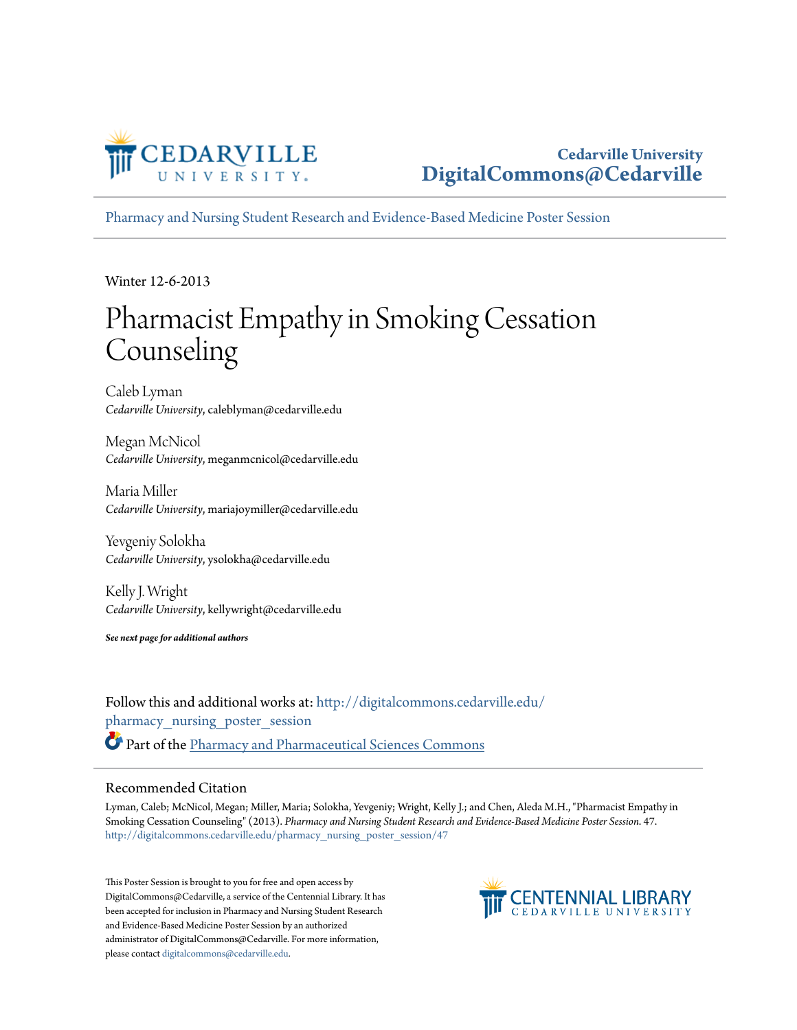Cedarville University
DigitalCommons@Cedarville

Pharmacy and Nursing Student Research and Evidence-Based Medicine Poster Session

Winter 12-6-2013

# Pharmacist Empathy in Smoking Cessation Counseling

Caleb Lyman
*Cedarville University*, caleblyman@cedarville.edu

Megan McNicol
*Cedarville University*, meganmcnicol@cedarville.edu

Maria Miller
*Cedarville University*, mariajoymiller@cedarville.edu

Yevgeniy Solokha
*Cedarville University*, ysolokha@cedarville.edu

Kelly J. Wright
*Cedarville University*, kellywright@cedarville.edu

***See next page for additional authors***

Follow this and additional works at: http://digitalcommons.cedarville.edu/pharmacy_nursing_poster_session

Part of the Pharmacy and Pharmaceutical Sciences Commons

## Recommended Citation

Lyman, Caleb; McNicol, Megan; Miller, Maria; Solokha, Yevgeniy; Wright, Kelly J.; and Chen, Aleda M.H., "Pharmacist Empathy in Smoking Cessation Counseling" (2013). *Pharmacy and Nursing Student Research and Evidence-Based Medicine Poster Session*. 47.
http://digitalcommons.cedarville.edu/pharmacy_nursing_poster_session/47

This Poster Session is brought to you for free and open access by DigitalCommons@Cedarville, a service of the Centennial Library. It has been accepted for inclusion in Pharmacy and Nursing Student Research and Evidence-Based Medicine Poster Session by an authorized administrator of DigitalCommons@Cedarville. For more information, please contact digitalcommons@cedarville.edu.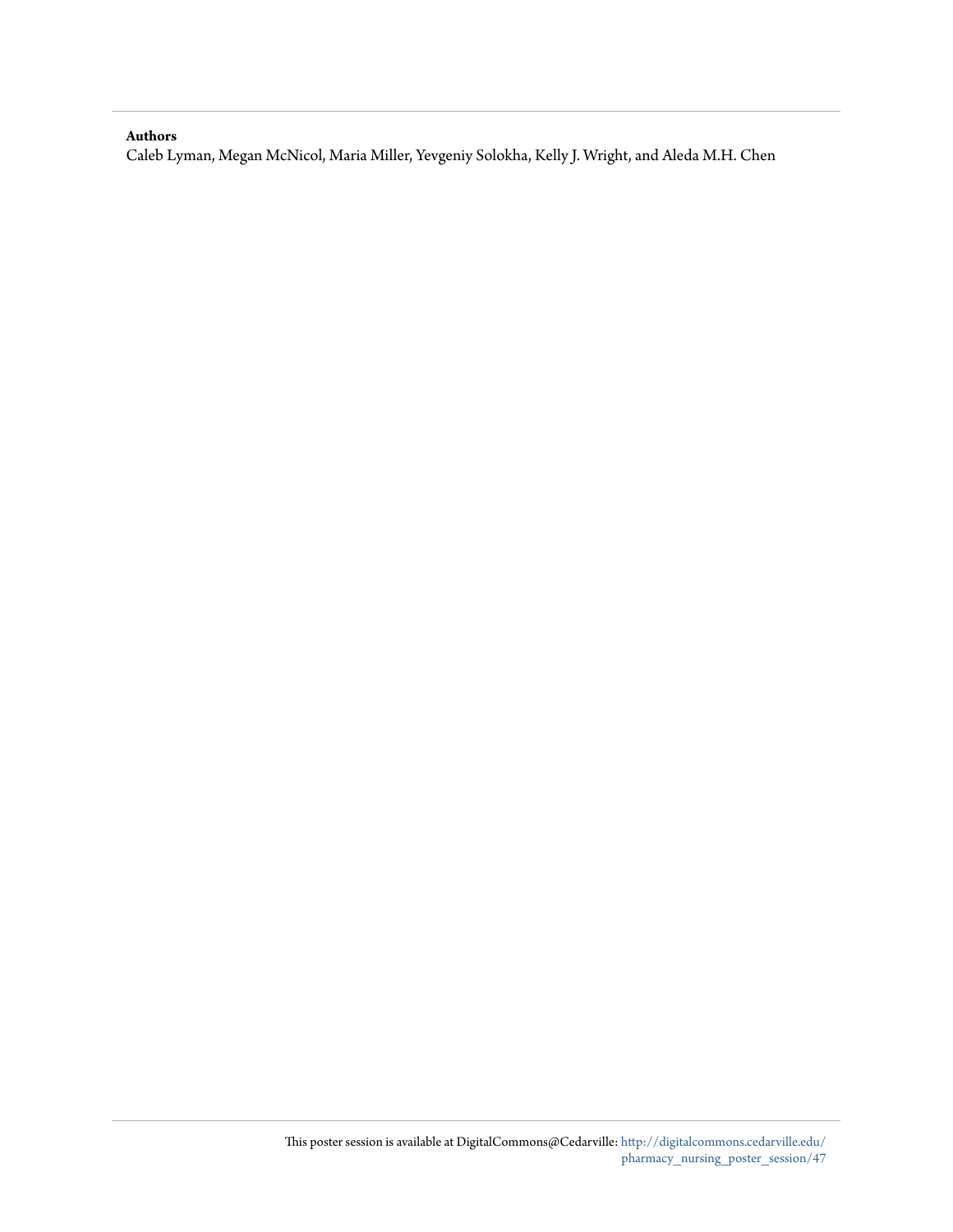**Authors**

Caleb Lyman, Megan McNicol, Maria Miller, Yevgeniy Solokha, Kelly J. Wright, and Aleda M.H. Chen

This poster session is available at DigitalCommons@Cedarville: http://digitalcommons.cedarville.edu/pharmacy_nursing_poster_session/47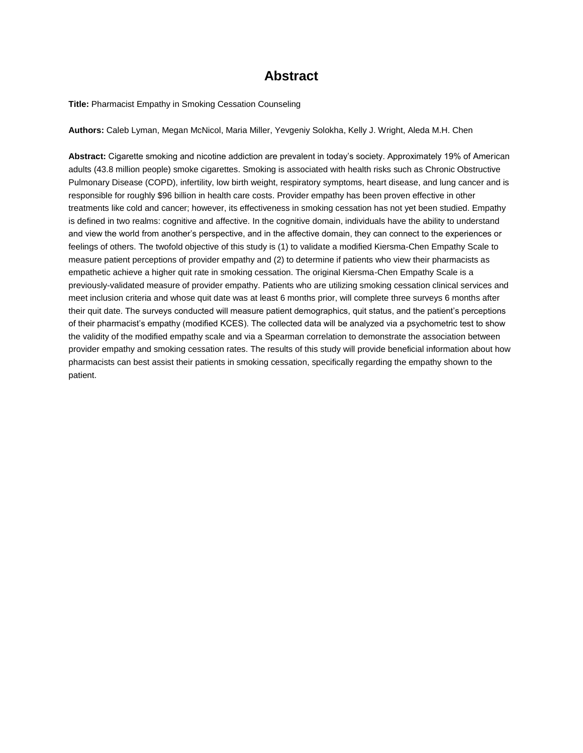# Abstract

**Title:** Pharmacist Empathy in Smoking Cessation Counseling

**Authors:** Caleb Lyman, Megan McNicol, Maria Miller, Yevgeniy Solokha, Kelly J. Wright, Aleda M.H. Chen

**Abstract:** Cigarette smoking and nicotine addiction are prevalent in today's society. Approximately 19% of American adults (43.8 million people) smoke cigarettes. Smoking is associated with health risks such as Chronic Obstructive Pulmonary Disease (COPD), infertility, low birth weight, respiratory symptoms, heart disease, and lung cancer and is responsible for roughly $96 billion in health care costs. Provider empathy has been proven effective in other treatments like cold and cancer; however, its effectiveness in smoking cessation has not yet been studied. Empathy is defined in two realms: cognitive and affective. In the cognitive domain, individuals have the ability to understand and view the world from another's perspective, and in the affective domain, they can connect to the experiences or feelings of others. The twofold objective of this study is (1) to validate a modified Kiersma-Chen Empathy Scale to measure patient perceptions of provider empathy and (2) to determine if patients who view their pharmacists as empathetic achieve a higher quit rate in smoking cessation. The original Kiersma-Chen Empathy Scale is a previously-validated measure of provider empathy. Patients who are utilizing smoking cessation clinical services and meet inclusion criteria and whose quit date was at least 6 months prior, will complete three surveys 6 months after their quit date. The surveys conducted will measure patient demographics, quit status, and the patient's perceptions of their pharmacist's empathy (modified KCES). The collected data will be analyzed via a psychometric test to show the validity of the modified empathy scale and via a Spearman correlation to demonstrate the association between provider empathy and smoking cessation rates. The results of this study will provide beneficial information about how pharmacists can best assist their patients in smoking cessation, specifically regarding the empathy shown to the patient.